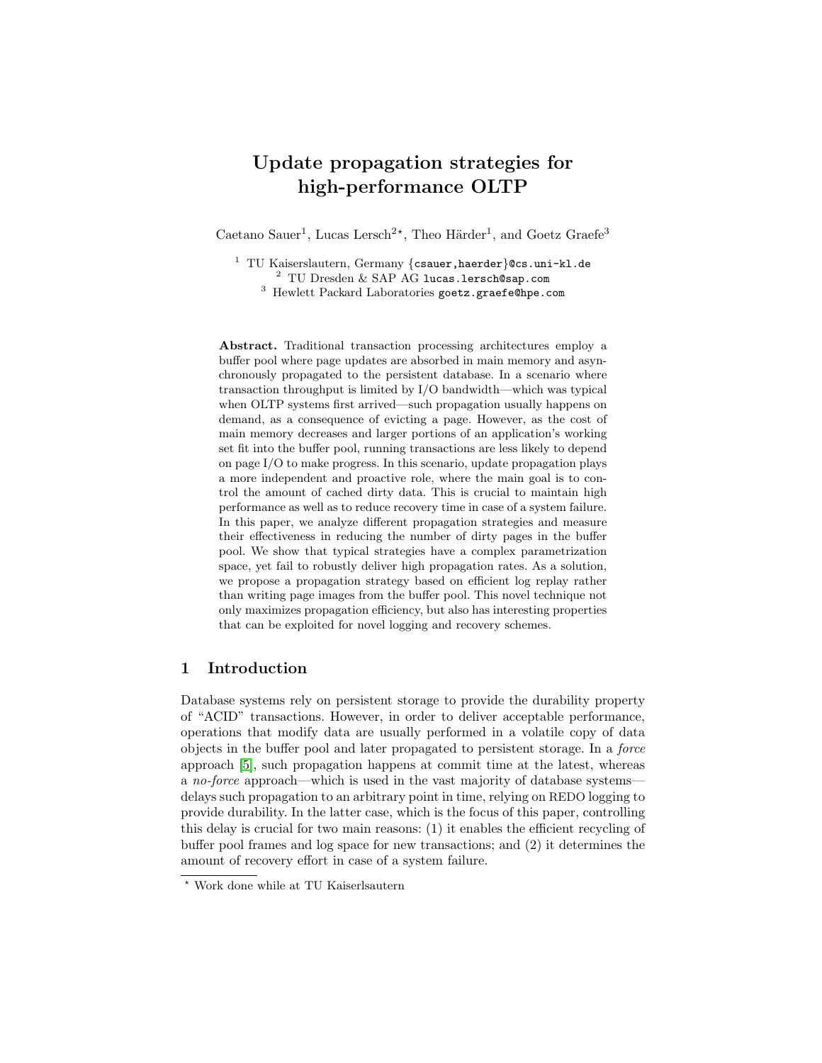# Update propagation strategies for high-performance OLTP

Caetano Sauer[1], Lucas Lersch[2]*, Theo Härder[1], and Goetz Graefe[3]

[1] TU Kaiserslautern, Germany {csauer,haerder}@cs.uni-kl.de
[2] TU Dresden & SAP AG lucas.lersch@sap.com
[3] Hewlett Packard Laboratories goetz.graefe@hpe.com

**Abstract.** Traditional transaction processing architectures employ a buffer pool where page updates are absorbed in main memory and asynchronously propagated to the persistent database. In a scenario where transaction throughput is limited by I/O bandwidth—which was typical when OLTP systems first arrived—such propagation usually happens on demand, as a consequence of evicting a page. However, as the cost of main memory decreases and larger portions of an application's working set fit into the buffer pool, running transactions are less likely to depend on page I/O to make progress. In this scenario, update propagation plays a more independent and proactive role, where the main goal is to control the amount of cached dirty data. This is crucial to maintain high performance as well as to reduce recovery time in case of a system failure. In this paper, we analyze different propagation strategies and measure their effectiveness in reducing the number of dirty pages in the buffer pool. We show that typical strategies have a complex parametrization space, yet fail to robustly deliver high propagation rates. As a solution, we propose a propagation strategy based on efficient log replay rather than writing page images from the buffer pool. This novel technique not only maximizes propagation efficiency, but also has interesting properties that can be exploited for novel logging and recovery schemes.

## 1 Introduction

Database systems rely on persistent storage to provide the durability property of "ACID" transactions. However, in order to deliver acceptable performance, operations that modify data are usually performed in a volatile copy of data objects in the buffer pool and later propagated to persistent storage. In a *force* approach [5], such propagation happens at commit time at the latest, whereas a *no-force* approach—which is used in the vast majority of database systems—delays such propagation to an arbitrary point in time, relying on REDO logging to provide durability. In the latter case, which is the focus of this paper, controlling this delay is crucial for two main reasons: (1) it enables the efficient recycling of buffer pool frames and log space for new transactions; and (2) it determines the amount of recovery effort in case of a system failure.

* Work done while at TU Kaiserlsautern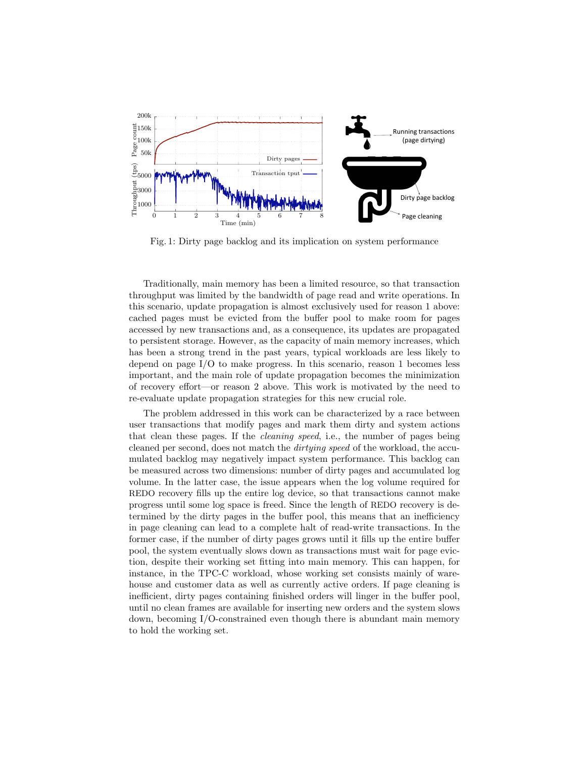Fig. 1: Dirty page backlog and its implication on system performance

Traditionally, main memory has been a limited resource, so that transaction throughput was limited by the bandwidth of page read and write operations. In this scenario, update propagation is almost exclusively used for reason 1 above: cached pages must be evicted from the buffer pool to make room for pages accessed by new transactions and, as a consequence, its updates are propagated to persistent storage. However, as the capacity of main memory increases, which has been a strong trend in the past years, typical workloads are less likely to depend on page I/O to make progress. In this scenario, reason 1 becomes less important, and the main role of update propagation becomes the minimization of recovery effort—or reason 2 above. This work is motivated by the need to re-evaluate update propagation strategies for this new crucial role.

The problem addressed in this work can be characterized by a race between user transactions that modify pages and mark them dirty and system actions that clean these pages. If the *cleaning speed*, i.e., the number of pages being cleaned per second, does not match the *dirtying speed* of the workload, the accumulated backlog may negatively impact system performance. This backlog can be measured across two dimensions: number of dirty pages and accumulated log volume. In the latter case, the issue appears when the log volume required for REDO recovery fills up the entire log device, so that transactions cannot make progress until some log space is freed. Since the length of REDO recovery is determined by the dirty pages in the buffer pool, this means that an inefficiency in page cleaning can lead to a complete halt of read-write transactions. In the former case, if the number of dirty pages grows until it fills up the entire buffer pool, the system eventually slows down as transactions must wait for page eviction, despite their working set fitting into main memory. This can happen, for instance, in the TPC-C workload, whose working set consists mainly of warehouse and customer data as well as currently active orders. If page cleaning is inefficient, dirty pages containing finished orders will linger in the buffer pool, until no clean frames are available for inserting new orders and the system slows down, becoming I/O-constrained even though there is abundant main memory to hold the working set.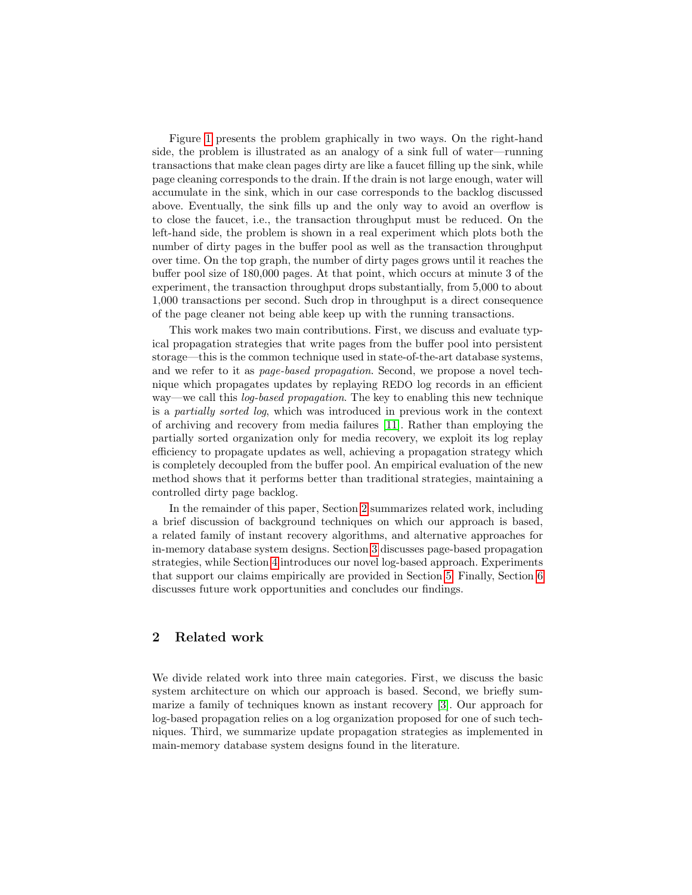Figure 1 presents the problem graphically in two ways. On the right-hand side, the problem is illustrated as an analogy of a sink full of water—running transactions that make clean pages dirty are like a faucet filling up the sink, while page cleaning corresponds to the drain. If the drain is not large enough, water will accumulate in the sink, which in our case corresponds to the backlog discussed above. Eventually, the sink fills up and the only way to avoid an overflow is to close the faucet, i.e., the transaction throughput must be reduced. On the left-hand side, the problem is shown in a real experiment which plots both the number of dirty pages in the buffer pool as well as the transaction throughput over time. On the top graph, the number of dirty pages grows until it reaches the buffer pool size of 180,000 pages. At that point, which occurs at minute 3 of the experiment, the transaction throughput drops substantially, from 5,000 to about 1,000 transactions per second. Such drop in throughput is a direct consequence of the page cleaner not being able keep up with the running transactions.

This work makes two main contributions. First, we discuss and evaluate typical propagation strategies that write pages from the buffer pool into persistent storage—this is the common technique used in state-of-the-art database systems, and we refer to it as *page-based propagation*. Second, we propose a novel technique which propagates updates by replaying REDO log records in an efficient way—we call this *log-based propagation*. The key to enabling this new technique is a *partially sorted log*, which was introduced in previous work in the context of archiving and recovery from media failures [11]. Rather than employing the partially sorted organization only for media recovery, we exploit its log replay efficiency to propagate updates as well, achieving a propagation strategy which is completely decoupled from the buffer pool. An empirical evaluation of the new method shows that it performs better than traditional strategies, maintaining a controlled dirty page backlog.

In the remainder of this paper, Section 2 summarizes related work, including a brief discussion of background techniques on which our approach is based, a related family of instant recovery algorithms, and alternative approaches for in-memory database system designs. Section 3 discusses page-based propagation strategies, while Section 4 introduces our novel log-based approach. Experiments that support our claims empirically are provided in Section 5. Finally, Section 6 discusses future work opportunities and concludes our findings.

## 2 Related work

We divide related work into three main categories. First, we discuss the basic system architecture on which our approach is based. Second, we briefly summarize a family of techniques known as instant recovery [3]. Our approach for log-based propagation relies on a log organization proposed for one of such techniques. Third, we summarize update propagation strategies as implemented in main-memory database system designs found in the literature.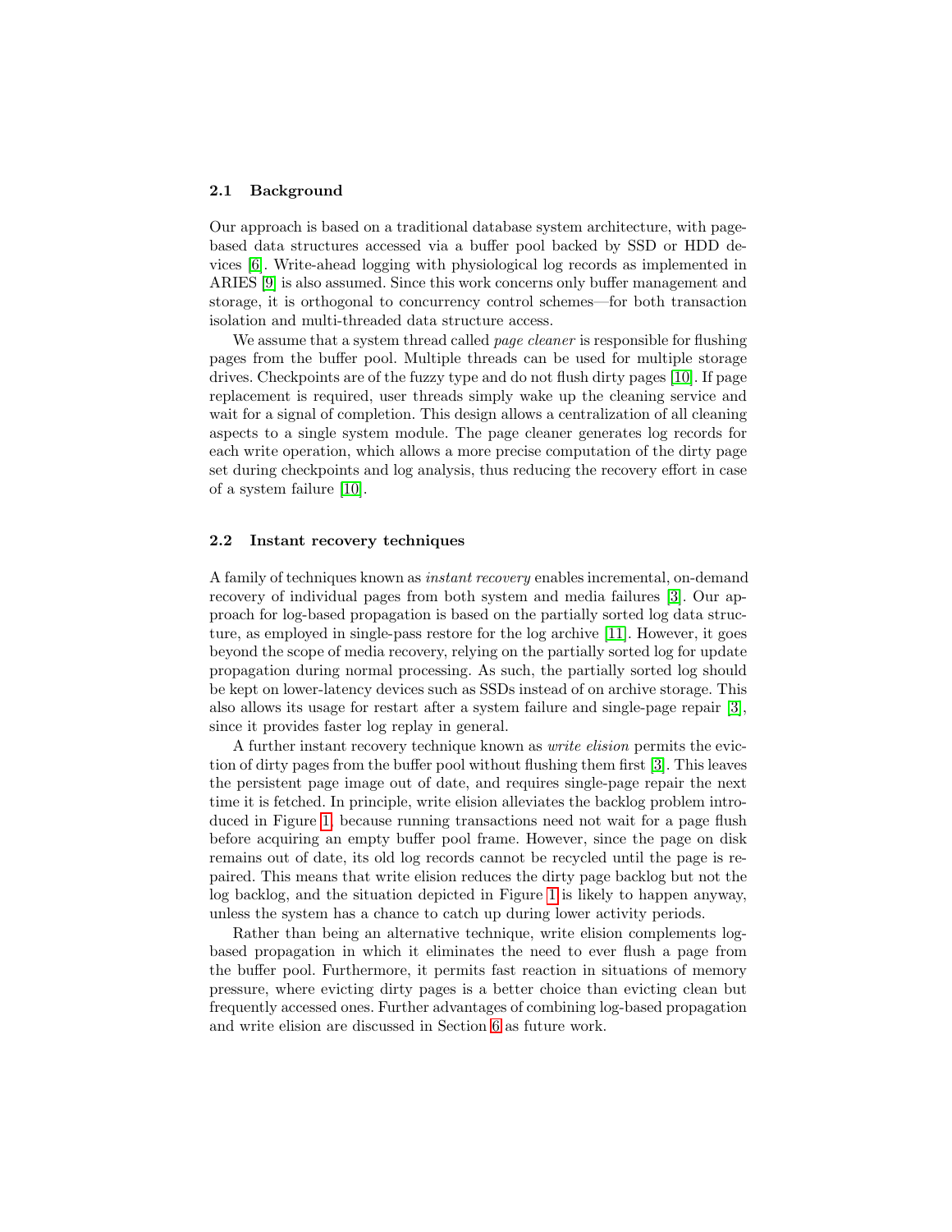### 2.1 Background

Our approach is based on a traditional database system architecture, with page-based data structures accessed via a buffer pool backed by SSD or HDD devices [6]. Write-ahead logging with physiological log records as implemented in ARIES [9] is also assumed. Since this work concerns only buffer management and storage, it is orthogonal to concurrency control schemes—for both transaction isolation and multi-threaded data structure access.

We assume that a system thread called *page cleaner* is responsible for flushing pages from the buffer pool. Multiple threads can be used for multiple storage drives. Checkpoints are of the fuzzy type and do not flush dirty pages [10]. If page replacement is required, user threads simply wake up the cleaning service and wait for a signal of completion. This design allows a centralization of all cleaning aspects to a single system module. The page cleaner generates log records for each write operation, which allows a more precise computation of the dirty page set during checkpoints and log analysis, thus reducing the recovery effort in case of a system failure [10].

### 2.2 Instant recovery techniques

A family of techniques known as *instant recovery* enables incremental, on-demand recovery of individual pages from both system and media failures [3]. Our approach for log-based propagation is based on the partially sorted log data structure, as employed in single-pass restore for the log archive [11]. However, it goes beyond the scope of media recovery, relying on the partially sorted log for update propagation during normal processing. As such, the partially sorted log should be kept on lower-latency devices such as SSDs instead of on archive storage. This also allows its usage for restart after a system failure and single-page repair [3], since it provides faster log replay in general.

A further instant recovery technique known as *write elision* permits the eviction of dirty pages from the buffer pool without flushing them first [3]. This leaves the persistent page image out of date, and requires single-page repair the next time it is fetched. In principle, write elision alleviates the backlog problem introduced in Figure 1, because running transactions need not wait for a page flush before acquiring an empty buffer pool frame. However, since the page on disk remains out of date, its old log records cannot be recycled until the page is repaired. This means that write elision reduces the dirty page backlog but not the log backlog, and the situation depicted in Figure 1 is likely to happen anyway, unless the system has a chance to catch up during lower activity periods.

Rather than being an alternative technique, write elision complements log-based propagation in which it eliminates the need to ever flush a page from the buffer pool. Furthermore, it permits fast reaction in situations of memory pressure, where evicting dirty pages is a better choice than evicting clean but frequently accessed ones. Further advantages of combining log-based propagation and write elision are discussed in Section 6 as future work.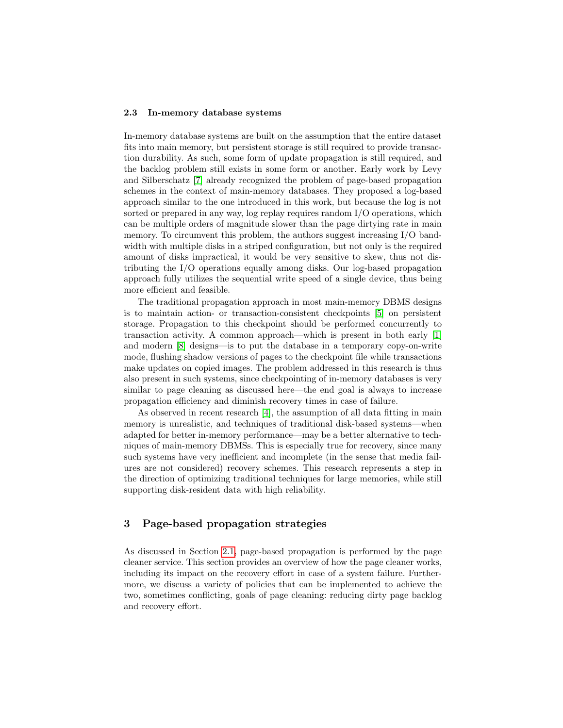### 2.3 In-memory database systems

In-memory database systems are built on the assumption that the entire dataset fits into main memory, but persistent storage is still required to provide transaction durability. As such, some form of update propagation is still required, and the backlog problem still exists in some form or another. Early work by Levy and Silberschatz [7] already recognized the problem of page-based propagation schemes in the context of main-memory databases. They proposed a log-based approach similar to the one introduced in this work, but because the log is not sorted or prepared in any way, log replay requires random I/O operations, which can be multiple orders of magnitude slower than the page dirtying rate in main memory. To circumvent this problem, the authors suggest increasing I/O bandwidth with multiple disks in a striped configuration, but not only is the required amount of disks impractical, it would be very sensitive to skew, thus not distributing the I/O operations equally among disks. Our log-based propagation approach fully utilizes the sequential write speed of a single device, thus being more efficient and feasible.

The traditional propagation approach in most main-memory DBMS designs is to maintain action- or transaction-consistent checkpoints [5] on persistent storage. Propagation to this checkpoint should be performed concurrently to transaction activity. A common approach—which is present in both early [1] and modern [8] designs—is to put the database in a temporary copy-on-write mode, flushing shadow versions of pages to the checkpoint file while transactions make updates on copied images. The problem addressed in this research is thus also present in such systems, since checkpointing of in-memory databases is very similar to page cleaning as discussed here—the end goal is always to increase propagation efficiency and diminish recovery times in case of failure.

As observed in recent research [4], the assumption of all data fitting in main memory is unrealistic, and techniques of traditional disk-based systems—when adapted for better in-memory performance—may be a better alternative to techniques of main-memory DBMSs. This is especially true for recovery, since many such systems have very inefficient and incomplete (in the sense that media failures are not considered) recovery schemes. This research represents a step in the direction of optimizing traditional techniques for large memories, while still supporting disk-resident data with high reliability.

## 3 Page-based propagation strategies

As discussed in Section 2.1, page-based propagation is performed by the page cleaner service. This section provides an overview of how the page cleaner works, including its impact on the recovery effort in case of a system failure. Furthermore, we discuss a variety of policies that can be implemented to achieve the two, sometimes conflicting, goals of page cleaning: reducing dirty page backlog and recovery effort.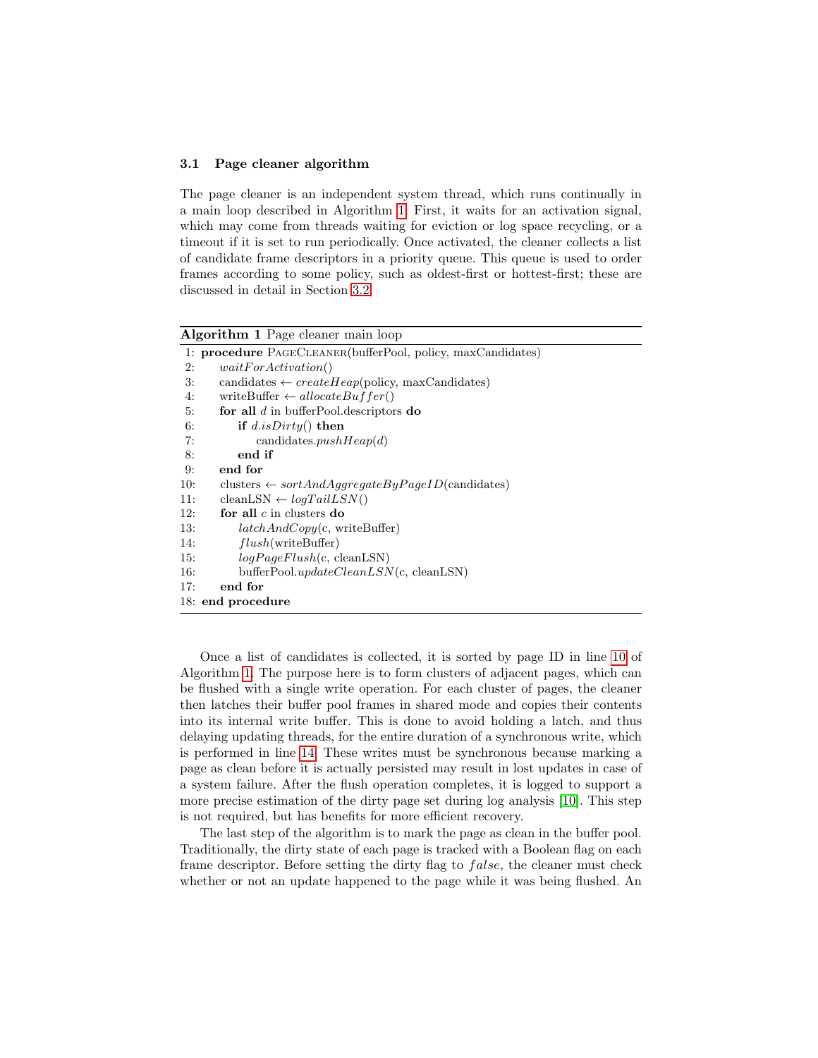### 3.1 Page cleaner algorithm

The page cleaner is an independent system thread, which runs continually in a main loop described in Algorithm 1. First, it waits for an activation signal, which may come from threads waiting for eviction or log space recycling, or a timeout if it is set to run periodically. Once activated, the cleaner collects a list of candidate frame descriptors in a priority queue. This queue is used to order frames according to some policy, such as oldest-first or hottest-first; these are discussed in detail in Section 3.2.

**Algorithm 1** Page cleaner main loop

```
 1: procedure PageCleaner(bufferPool, policy, maxCandidates)
 2:     waitForActivation()
 3:     candidates ← createHeap(policy, maxCandidates)
 4:     writeBuffer ← allocateBuffer()
 5:     for all d in bufferPool.descriptors do
 6:         if d.isDirty() then
 7:             candidates.pushHeap(d)
 8:         end if
 9:     end for
10:     clusters ← sortAndAggregateByPageID(candidates)
11:     cleanLSN ← logTailLSN()
12:     for all c in clusters do
13:         latchAndCopy(c, writeBuffer)
14:         flush(writeBuffer)
15:         logPageFlush(c, cleanLSN)
16:         bufferPool.updateCleanLSN(c, cleanLSN)
17:     end for
18: end procedure
```

Once a list of candidates is collected, it is sorted by page ID in line 10 of Algorithm 1. The purpose here is to form clusters of adjacent pages, which can be flushed with a single write operation. For each cluster of pages, the cleaner then latches their buffer pool frames in shared mode and copies their contents into its internal write buffer. This is done to avoid holding a latch, and thus delaying updating threads, for the entire duration of a synchronous write, which is performed in line 14. These writes must be synchronous because marking a page as clean before it is actually persisted may result in lost updates in case of a system failure. After the flush operation completes, it is logged to support a more precise estimation of the dirty page set during log analysis [10]. This step is not required, but has benefits for more efficient recovery.

The last step of the algorithm is to mark the page as clean in the buffer pool. Traditionally, the dirty state of each page is tracked with a Boolean flag on each frame descriptor. Before setting the dirty flag to *false*, the cleaner must check whether or not an update happened to the page while it was being flushed. An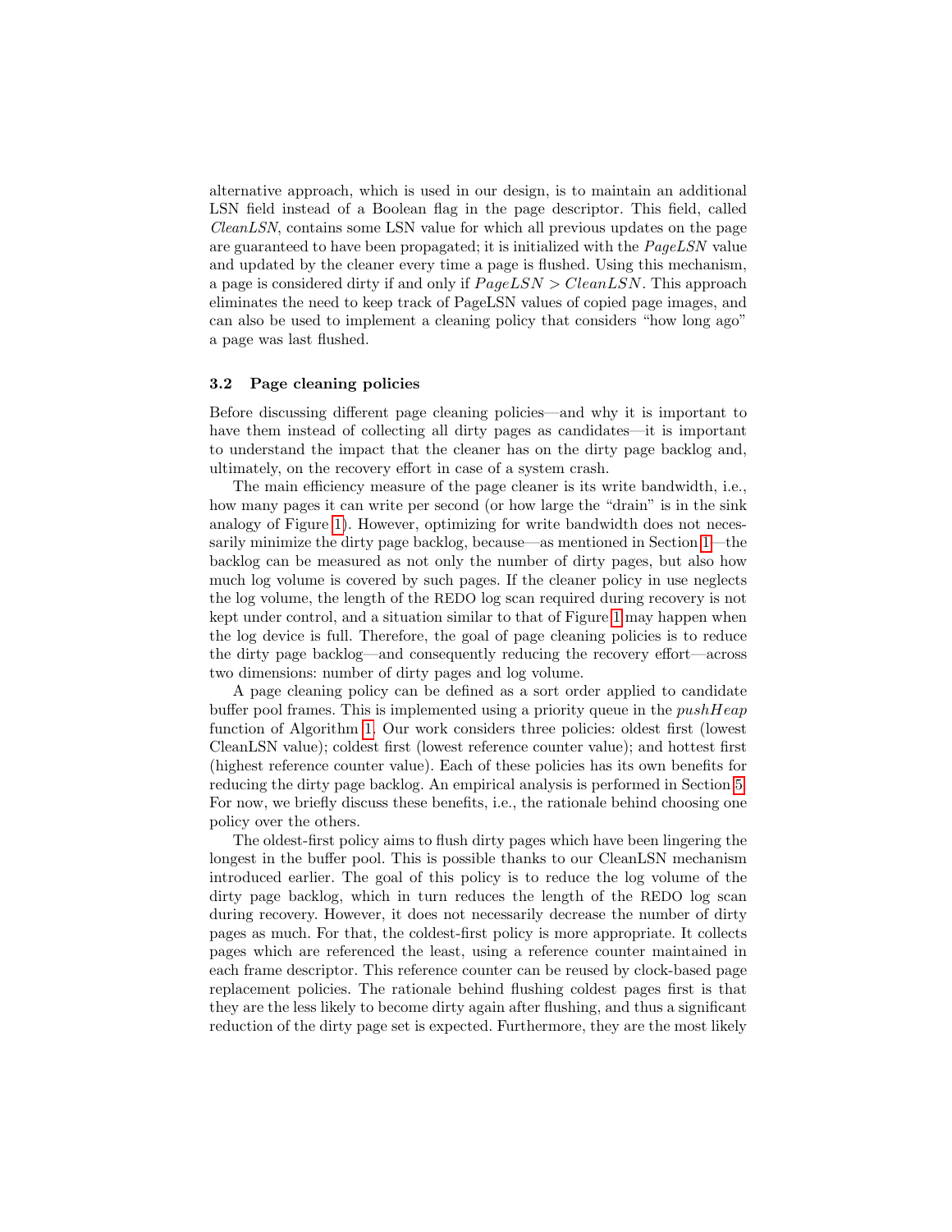alternative approach, which is used in our design, is to maintain an additional LSN field instead of a Boolean flag in the page descriptor. This field, called *CleanLSN*, contains some LSN value for which all previous updates on the page are guaranteed to have been propagated; it is initialized with the *PageLSN* value and updated by the cleaner every time a page is flushed. Using this mechanism, a page is considered dirty if and only if $PageLSN > CleanLSN$. This approach eliminates the need to keep track of PageLSN values of copied page images, and can also be used to implement a cleaning policy that considers "how long ago" a page was last flushed.

### 3.2 Page cleaning policies

Before discussing different page cleaning policies—and why it is important to have them instead of collecting all dirty pages as candidates—it is important to understand the impact that the cleaner has on the dirty page backlog and, ultimately, on the recovery effort in case of a system crash.

The main efficiency measure of the page cleaner is its write bandwidth, i.e., how many pages it can write per second (or how large the "drain" is in the sink analogy of Figure 1). However, optimizing for write bandwidth does not necessarily minimize the dirty page backlog, because—as mentioned in Section 1—the backlog can be measured as not only the number of dirty pages, but also how much log volume is covered by such pages. If the cleaner policy in use neglects the log volume, the length of the REDO log scan required during recovery is not kept under control, and a situation similar to that of Figure 1 may happen when the log device is full. Therefore, the goal of page cleaning policies is to reduce the dirty page backlog—and consequently reducing the recovery effort—across two dimensions: number of dirty pages and log volume.

A page cleaning policy can be defined as a sort order applied to candidate buffer pool frames. This is implemented using a priority queue in the *pushHeap* function of Algorithm 1. Our work considers three policies: oldest first (lowest CleanLSN value); coldest first (lowest reference counter value); and hottest first (highest reference counter value). Each of these policies has its own benefits for reducing the dirty page backlog. An empirical analysis is performed in Section 5. For now, we briefly discuss these benefits, i.e., the rationale behind choosing one policy over the others.

The oldest-first policy aims to flush dirty pages which have been lingering the longest in the buffer pool. This is possible thanks to our CleanLSN mechanism introduced earlier. The goal of this policy is to reduce the log volume of the dirty page backlog, which in turn reduces the length of the REDO log scan during recovery. However, it does not necessarily decrease the number of dirty pages as much. For that, the coldest-first policy is more appropriate. It collects pages which are referenced the least, using a reference counter maintained in each frame descriptor. This reference counter can be reused by clock-based page replacement policies. The rationale behind flushing coldest pages first is that they are the less likely to become dirty again after flushing, and thus a significant reduction of the dirty page set is expected. Furthermore, they are the most likely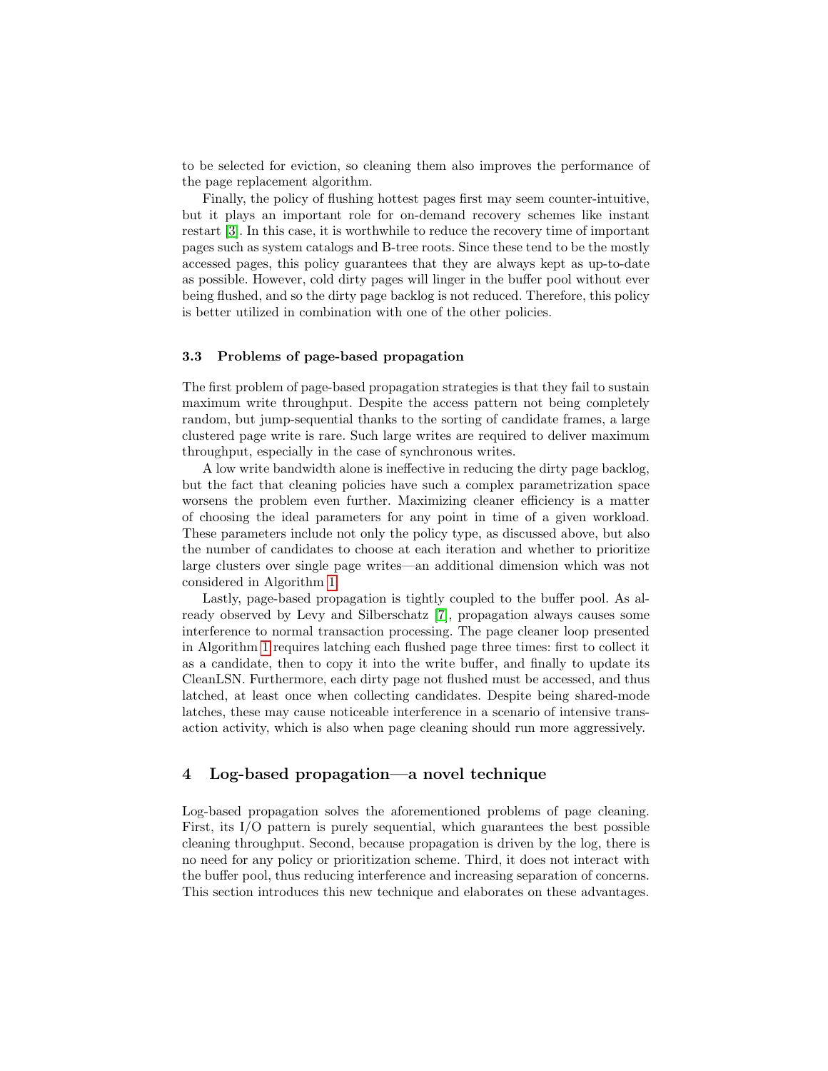to be selected for eviction, so cleaning them also improves the performance of the page replacement algorithm.

Finally, the policy of flushing hottest pages first may seem counter-intuitive, but it plays an important role for on-demand recovery schemes like instant restart [3]. In this case, it is worthwhile to reduce the recovery time of important pages such as system catalogs and B-tree roots. Since these tend to be the mostly accessed pages, this policy guarantees that they are always kept as up-to-date as possible. However, cold dirty pages will linger in the buffer pool without ever being flushed, and so the dirty page backlog is not reduced. Therefore, this policy is better utilized in combination with one of the other policies.

### 3.3 Problems of page-based propagation

The first problem of page-based propagation strategies is that they fail to sustain maximum write throughput. Despite the access pattern not being completely random, but jump-sequential thanks to the sorting of candidate frames, a large clustered page write is rare. Such large writes are required to deliver maximum throughput, especially in the case of synchronous writes.

A low write bandwidth alone is ineffective in reducing the dirty page backlog, but the fact that cleaning policies have such a complex parametrization space worsens the problem even further. Maximizing cleaner efficiency is a matter of choosing the ideal parameters for any point in time of a given workload. These parameters include not only the policy type, as discussed above, but also the number of candidates to choose at each iteration and whether to prioritize large clusters over single page writes—an additional dimension which was not considered in Algorithm 1.

Lastly, page-based propagation is tightly coupled to the buffer pool. As already observed by Levy and Silberschatz [7], propagation always causes some interference to normal transaction processing. The page cleaner loop presented in Algorithm 1 requires latching each flushed page three times: first to collect it as a candidate, then to copy it into the write buffer, and finally to update its CleanLSN. Furthermore, each dirty page not flushed must be accessed, and thus latched, at least once when collecting candidates. Despite being shared-mode latches, these may cause noticeable interference in a scenario of intensive transaction activity, which is also when page cleaning should run more aggressively.

## 4 Log-based propagation—a novel technique

Log-based propagation solves the aforementioned problems of page cleaning. First, its I/O pattern is purely sequential, which guarantees the best possible cleaning throughput. Second, because propagation is driven by the log, there is no need for any policy or prioritization scheme. Third, it does not interact with the buffer pool, thus reducing interference and increasing separation of concerns. This section introduces this new technique and elaborates on these advantages.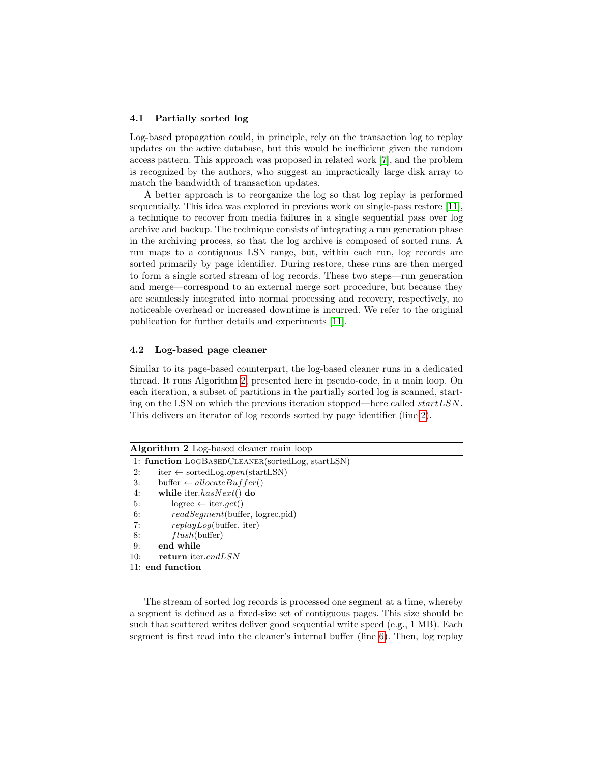### 4.1 Partially sorted log

Log-based propagation could, in principle, rely on the transaction log to replay updates on the active database, but this would be inefficient given the random access pattern. This approach was proposed in related work [7], and the problem is recognized by the authors, who suggest an impractically large disk array to match the bandwidth of transaction updates.

A better approach is to reorganize the log so that log replay is performed sequentially. This idea was explored in previous work on single-pass restore [11], a technique to recover from media failures in a single sequential pass over log archive and backup. The technique consists of integrating a run generation phase in the archiving process, so that the log archive is composed of sorted runs. A run maps to a contiguous LSN range, but, within each run, log records are sorted primarily by page identifier. During restore, these runs are then merged to form a single sorted stream of log records. These two steps—run generation and merge—correspond to an external merge sort procedure, but because they are seamlessly integrated into normal processing and recovery, respectively, no noticeable overhead or increased downtime is incurred. We refer to the original publication for further details and experiments [11].

### 4.2 Log-based page cleaner

Similar to its page-based counterpart, the log-based cleaner runs in a dedicated thread. It runs Algorithm 2, presented here in pseudo-code, in a main loop. On each iteration, a subset of partitions in the partially sorted log is scanned, starting on the LSN on which the previous iteration stopped—here called *startLSN*. This delivers an iterator of log records sorted by page identifier (line 2).

**Algorithm 2** Log-based cleaner main loop

```
 1: function LogBasedCleaner(sortedLog, startLSN)
 2:     iter ← sortedLog.open(startLSN)
 3:     buffer ← allocateBuffer()
 4:     while iter.hasNext() do
 5:         logrec ← iter.get()
 6:         readSegment(buffer, logrec.pid)
 7:         replayLog(buffer, iter)
 8:         flush(buffer)
 9:     end while
10:     return iter.endLSN
11: end function
```

The stream of sorted log records is processed one segment at a time, whereby a segment is defined as a fixed-size set of contiguous pages. This size should be such that scattered writes deliver good sequential write speed (e.g., 1 MB). Each segment is first read into the cleaner's internal buffer (line 6). Then, log replay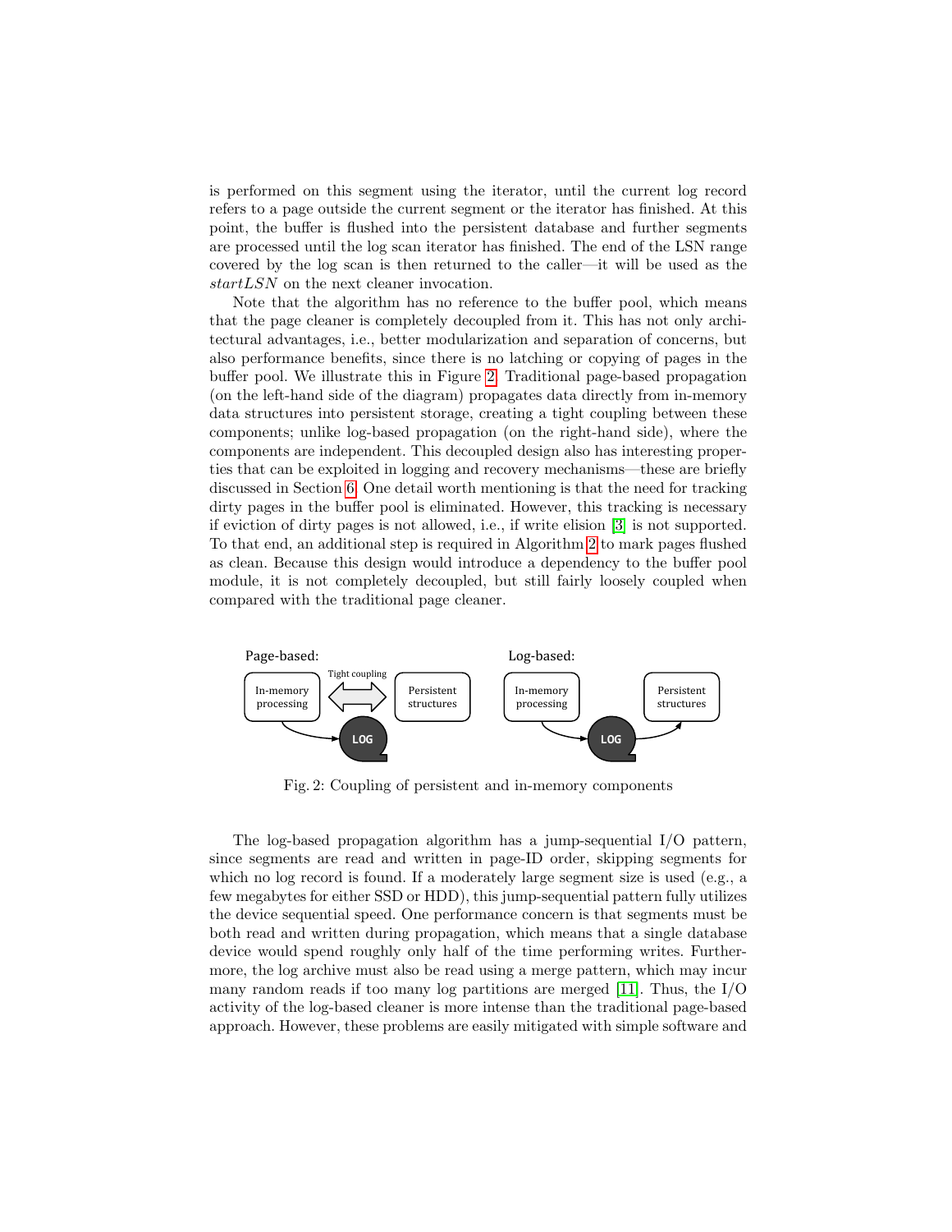is performed on this segment using the iterator, until the current log record refers to a page outside the current segment or the iterator has finished. At this point, the buffer is flushed into the persistent database and further segments are processed until the log scan iterator has finished. The end of the LSN range covered by the log scan is then returned to the caller—it will be used as the *startLSN* on the next cleaner invocation.

Note that the algorithm has no reference to the buffer pool, which means that the page cleaner is completely decoupled from it. This has not only architectural advantages, i.e., better modularization and separation of concerns, but also performance benefits, since there is no latching or copying of pages in the buffer pool. We illustrate this in Figure 2. Traditional page-based propagation (on the left-hand side of the diagram) propagates data directly from in-memory data structures into persistent storage, creating a tight coupling between these components; unlike log-based propagation (on the right-hand side), where the components are independent. This decoupled design also has interesting properties that can be exploited in logging and recovery mechanisms—these are briefly discussed in Section 6. One detail worth mentioning is that the need for tracking dirty pages in the buffer pool is eliminated. However, this tracking is necessary if eviction of dirty pages is not allowed, i.e., if write elision [3] is not supported. To that end, an additional step is required in Algorithm 2 to mark pages flushed as clean. Because this design would introduce a dependency to the buffer pool module, it is not completely decoupled, but still fairly loosely coupled when compared with the traditional page cleaner.

Fig. 2: Coupling of persistent and in-memory components

The log-based propagation algorithm has a jump-sequential I/O pattern, since segments are read and written in page-ID order, skipping segments for which no log record is found. If a moderately large segment size is used (e.g., a few megabytes for either SSD or HDD), this jump-sequential pattern fully utilizes the device sequential speed. One performance concern is that segments must be both read and written during propagation, which means that a single database device would spend roughly only half of the time performing writes. Furthermore, the log archive must also be read using a merge pattern, which may incur many random reads if too many log partitions are merged [11]. Thus, the I/O activity of the log-based cleaner is more intense than the traditional page-based approach. However, these problems are easily mitigated with simple software and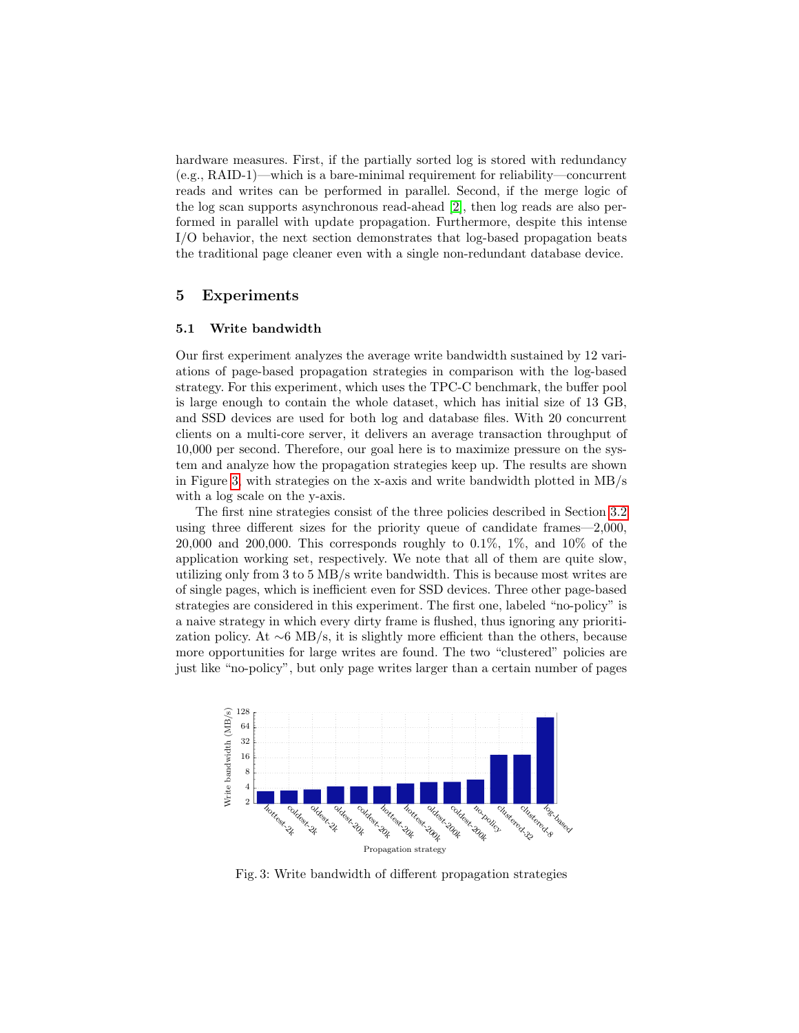hardware measures. First, if the partially sorted log is stored with redundancy (e.g., RAID-1)—which is a bare-minimal requirement for reliability—concurrent reads and writes can be performed in parallel. Second, if the merge logic of the log scan supports asynchronous read-ahead [2], then log reads are also performed in parallel with update propagation. Furthermore, despite this intense I/O behavior, the next section demonstrates that log-based propagation beats the traditional page cleaner even with a single non-redundant database device.

## 5 Experiments

### 5.1 Write bandwidth

Our first experiment analyzes the average write bandwidth sustained by 12 variations of page-based propagation strategies in comparison with the log-based strategy. For this experiment, which uses the TPC-C benchmark, the buffer pool is large enough to contain the whole dataset, which has initial size of 13 GB, and SSD devices are used for both log and database files. With 20 concurrent clients on a multi-core server, it delivers an average transaction throughput of 10,000 per second. Therefore, our goal here is to maximize pressure on the system and analyze how the propagation strategies keep up. The results are shown in Figure 3, with strategies on the x-axis and write bandwidth plotted in MB/s with a log scale on the y-axis.

The first nine strategies consist of the three policies described in Section 3.2 using three different sizes for the priority queue of candidate frames—2,000, 20,000 and 200,000. This corresponds roughly to 0.1%, 1%, and 10% of the application working set, respectively. We note that all of them are quite slow, utilizing only from 3 to 5 MB/s write bandwidth. This is because most writes are of single pages, which is inefficient even for SSD devices. Three other page-based strategies are considered in this experiment. The first one, labeled "no-policy" is a naive strategy in which every dirty frame is flushed, thus ignoring any prioritization policy. At ∼6 MB/s, it is slightly more efficient than the others, because more opportunities for large writes are found. The two "clustered" policies are just like "no-policy", but only page writes larger than a certain number of pages

Fig. 3: Write bandwidth of different propagation strategies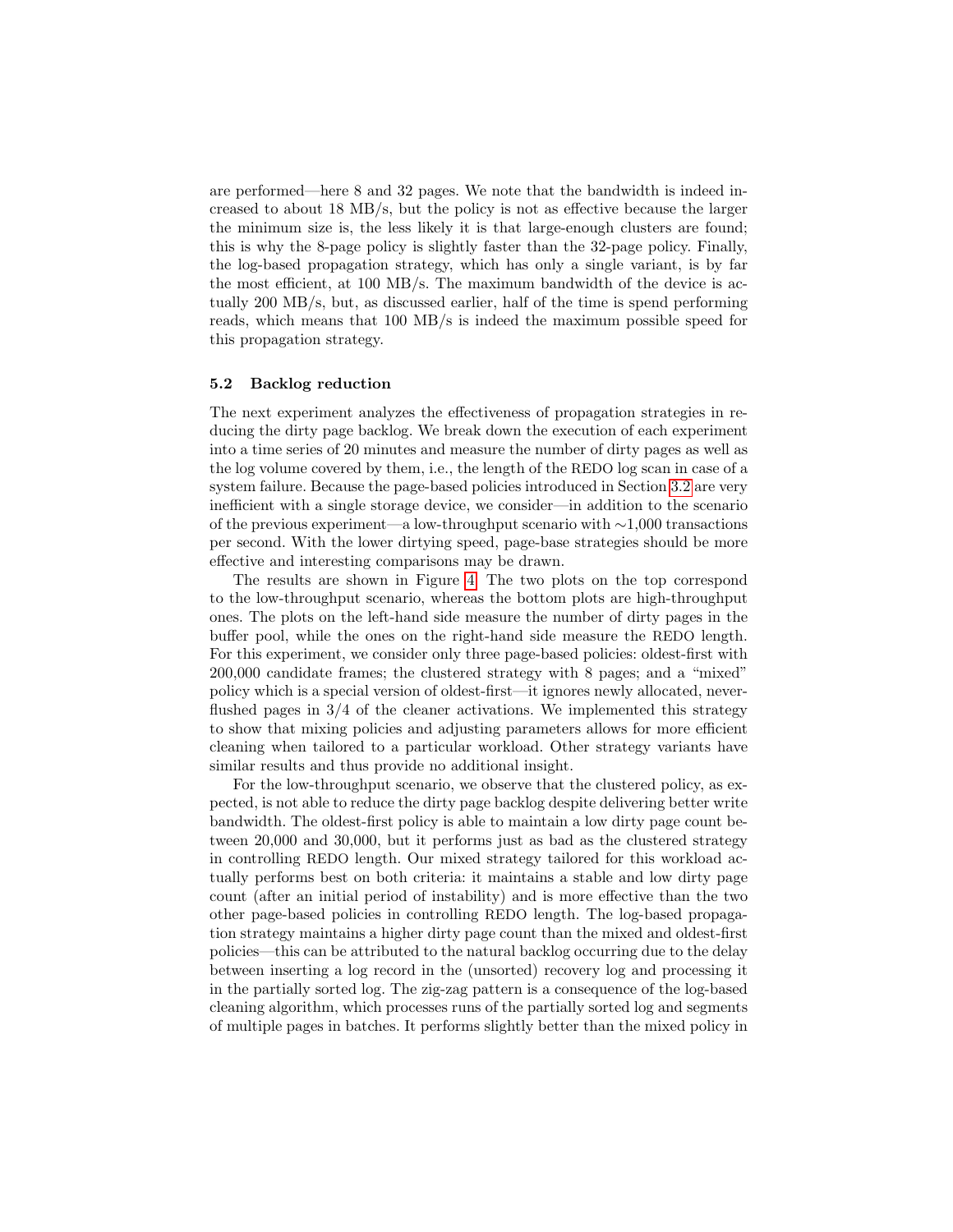are performed—here 8 and 32 pages. We note that the bandwidth is indeed increased to about 18 MB/s, but the policy is not as effective because the larger the minimum size is, the less likely it is that large-enough clusters are found; this is why the 8-page policy is slightly faster than the 32-page policy. Finally, the log-based propagation strategy, which has only a single variant, is by far the most efficient, at 100 MB/s. The maximum bandwidth of the device is actually 200 MB/s, but, as discussed earlier, half of the time is spend performing reads, which means that 100 MB/s is indeed the maximum possible speed for this propagation strategy.

### 5.2 Backlog reduction

The next experiment analyzes the effectiveness of propagation strategies in reducing the dirty page backlog. We break down the execution of each experiment into a time series of 20 minutes and measure the number of dirty pages as well as the log volume covered by them, i.e., the length of the REDO log scan in case of a system failure. Because the page-based policies introduced in Section 3.2 are very inefficient with a single storage device, we consider—in addition to the scenario of the previous experiment—a low-throughput scenario with ∼1,000 transactions per second. With the lower dirtying speed, page-base strategies should be more effective and interesting comparisons may be drawn.

The results are shown in Figure 4. The two plots on the top correspond to the low-throughput scenario, whereas the bottom plots are high-throughput ones. The plots on the left-hand side measure the number of dirty pages in the buffer pool, while the ones on the right-hand side measure the REDO length. For this experiment, we consider only three page-based policies: oldest-first with 200,000 candidate frames; the clustered strategy with 8 pages; and a "mixed" policy which is a special version of oldest-first—it ignores newly allocated, never-flushed pages in 3/4 of the cleaner activations. We implemented this strategy to show that mixing policies and adjusting parameters allows for more efficient cleaning when tailored to a particular workload. Other strategy variants have similar results and thus provide no additional insight.

For the low-throughput scenario, we observe that the clustered policy, as expected, is not able to reduce the dirty page backlog despite delivering better write bandwidth. The oldest-first policy is able to maintain a low dirty page count between 20,000 and 30,000, but it performs just as bad as the clustered strategy in controlling REDO length. Our mixed strategy tailored for this workload actually performs best on both criteria: it maintains a stable and low dirty page count (after an initial period of instability) and is more effective than the two other page-based policies in controlling REDO length. The log-based propagation strategy maintains a higher dirty page count than the mixed and oldest-first policies—this can be attributed to the natural backlog occurring due to the delay between inserting a log record in the (unsorted) recovery log and processing it in the partially sorted log. The zig-zag pattern is a consequence of the log-based cleaning algorithm, which processes runs of the partially sorted log and segments of multiple pages in batches. It performs slightly better than the mixed policy in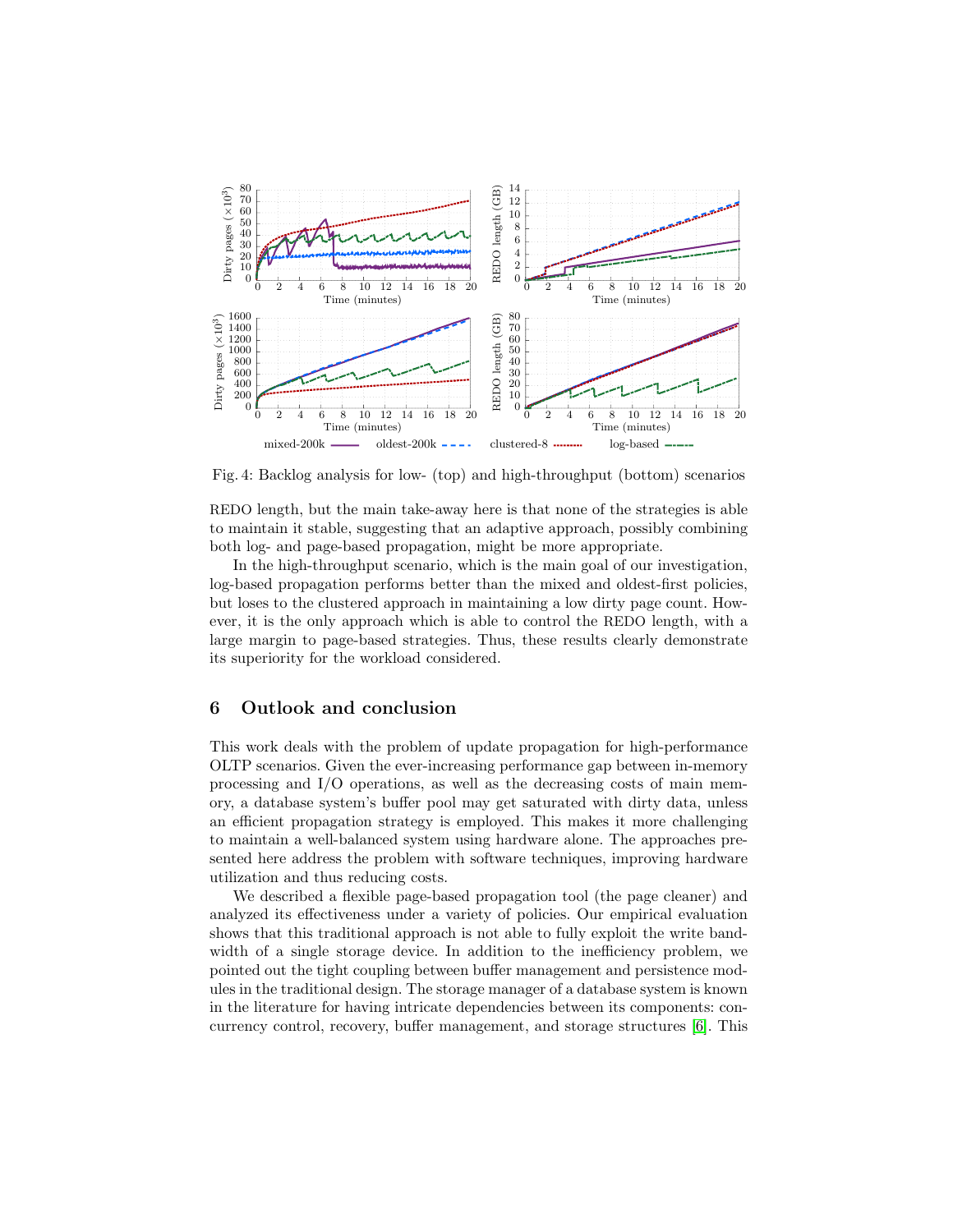Fig. 4: Backlog analysis for low- (top) and high-throughput (bottom) scenarios

REDO length, but the main take-away here is that none of the strategies is able to maintain it stable, suggesting that an adaptive approach, possibly combining both log- and page-based propagation, might be more appropriate.

In the high-throughput scenario, which is the main goal of our investigation, log-based propagation performs better than the mixed and oldest-first policies, but loses to the clustered approach in maintaining a low dirty page count. However, it is the only approach which is able to control the REDO length, with a large margin to page-based strategies. Thus, these results clearly demonstrate its superiority for the workload considered.

## 6 Outlook and conclusion

This work deals with the problem of update propagation for high-performance OLTP scenarios. Given the ever-increasing performance gap between in-memory processing and I/O operations, as well as the decreasing costs of main memory, a database system's buffer pool may get saturated with dirty data, unless an efficient propagation strategy is employed. This makes it more challenging to maintain a well-balanced system using hardware alone. The approaches presented here address the problem with software techniques, improving hardware utilization and thus reducing costs.

We described a flexible page-based propagation tool (the page cleaner) and analyzed its effectiveness under a variety of policies. Our empirical evaluation shows that this traditional approach is not able to fully exploit the write bandwidth of a single storage device. In addition to the inefficiency problem, we pointed out the tight coupling between buffer management and persistence modules in the traditional design. The storage manager of a database system is known in the literature for having intricate dependencies between its components: concurrency control, recovery, buffer management, and storage structures [6]. This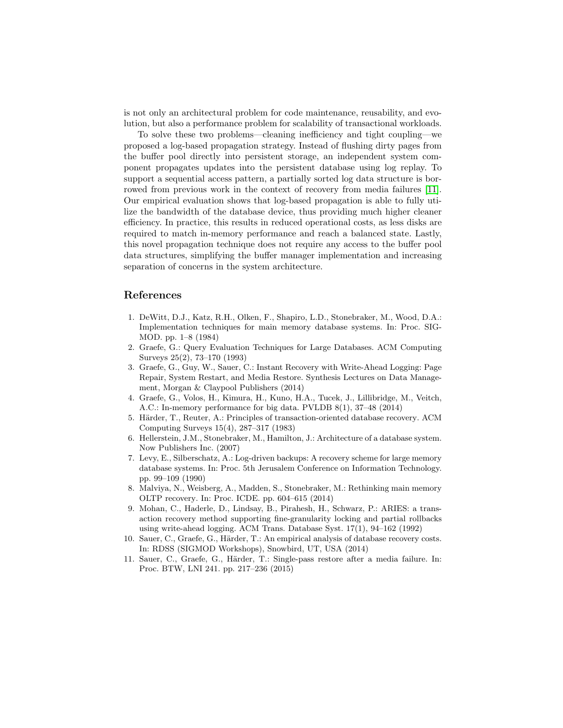is not only an architectural problem for code maintenance, reusability, and evolution, but also a performance problem for scalability of transactional workloads.

To solve these two problems—cleaning inefficiency and tight coupling—we proposed a log-based propagation strategy. Instead of flushing dirty pages from the buffer pool directly into persistent storage, an independent system component propagates updates into the persistent database using log replay. To support a sequential access pattern, a partially sorted log data structure is borrowed from previous work in the context of recovery from media failures [11]. Our empirical evaluation shows that log-based propagation is able to fully utilize the bandwidth of the database device, thus providing much higher cleaner efficiency. In practice, this results in reduced operational costs, as less disks are required to match in-memory performance and reach a balanced state. Lastly, this novel propagation technique does not require any access to the buffer pool data structures, simplifying the buffer manager implementation and increasing separation of concerns in the system architecture.

## References

1. DeWitt, D.J., Katz, R.H., Olken, F., Shapiro, L.D., Stonebraker, M., Wood, D.A.: Implementation techniques for main memory database systems. In: Proc. SIGMOD. pp. 1–8 (1984)
2. Graefe, G.: Query Evaluation Techniques for Large Databases. ACM Computing Surveys 25(2), 73–170 (1993)
3. Graefe, G., Guy, W., Sauer, C.: Instant Recovery with Write-Ahead Logging: Page Repair, System Restart, and Media Restore. Synthesis Lectures on Data Management, Morgan & Claypool Publishers (2014)
4. Graefe, G., Volos, H., Kimura, H., Kuno, H.A., Tucek, J., Lillibridge, M., Veitch, A.C.: In-memory performance for big data. PVLDB 8(1), 37–48 (2014)
5. Härder, T., Reuter, A.: Principles of transaction-oriented database recovery. ACM Computing Surveys 15(4), 287–317 (1983)
6. Hellerstein, J.M., Stonebraker, M., Hamilton, J.: Architecture of a database system. Now Publishers Inc. (2007)
7. Levy, E., Silberschatz, A.: Log-driven backups: A recovery scheme for large memory database systems. In: Proc. 5th Jerusalem Conference on Information Technology. pp. 99–109 (1990)
8. Malviya, N., Weisberg, A., Madden, S., Stonebraker, M.: Rethinking main memory OLTP recovery. In: Proc. ICDE. pp. 604–615 (2014)
9. Mohan, C., Haderle, D., Lindsay, B., Pirahesh, H., Schwarz, P.: ARIES: a transaction recovery method supporting fine-granularity locking and partial rollbacks using write-ahead logging. ACM Trans. Database Syst. 17(1), 94–162 (1992)
10. Sauer, C., Graefe, G., Härder, T.: An empirical analysis of database recovery costs. In: RDSS (SIGMOD Workshops), Snowbird, UT, USA (2014)
11. Sauer, C., Graefe, G., Härder, T.: Single-pass restore after a media failure. In: Proc. BTW, LNI 241. pp. 217–236 (2015)